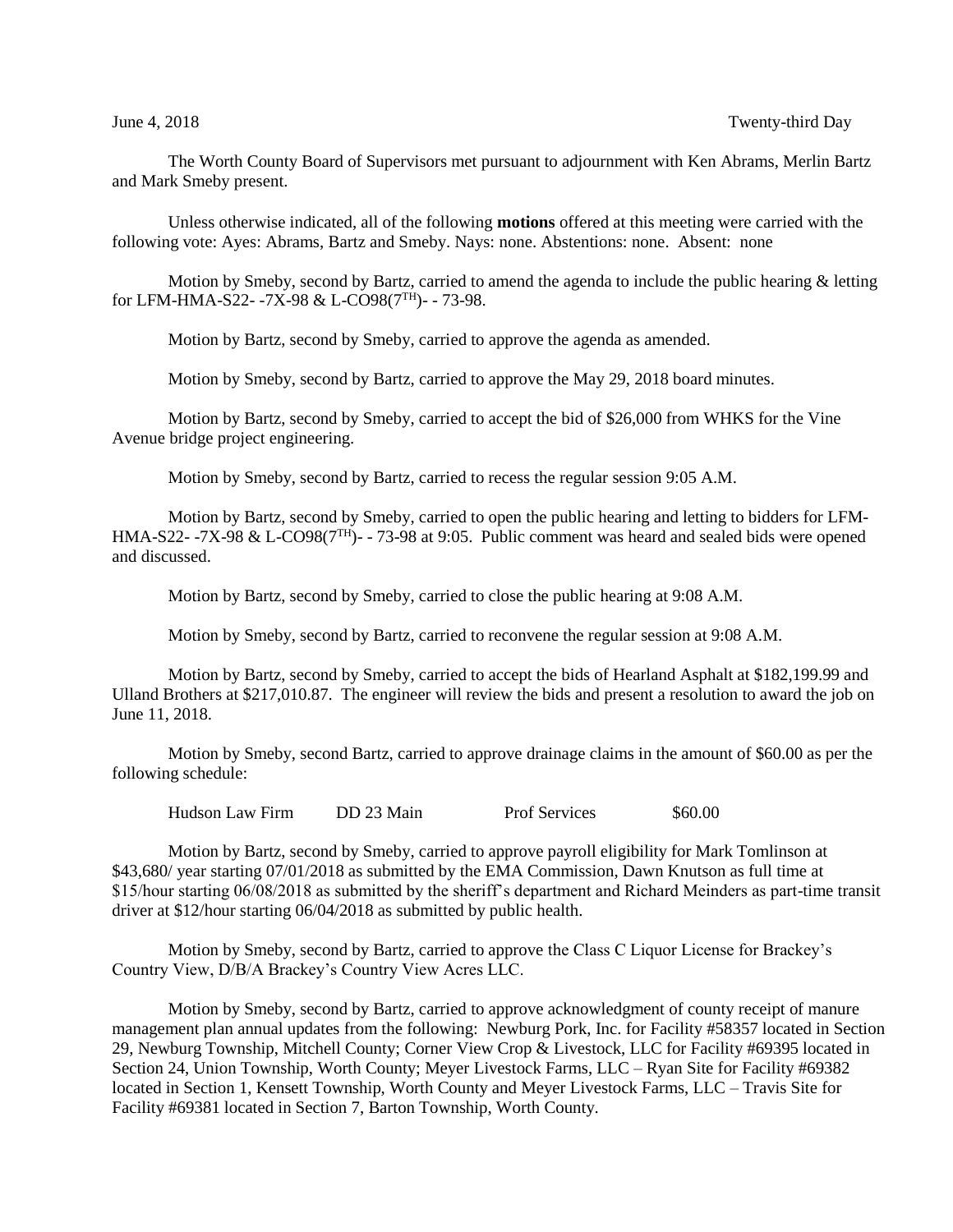June 4, 2018 Twenty-third Day

The Worth County Board of Supervisors met pursuant to adjournment with Ken Abrams, Merlin Bartz and Mark Smeby present.

Unless otherwise indicated, all of the following **motions** offered at this meeting were carried with the following vote: Ayes: Abrams, Bartz and Smeby. Nays: none. Abstentions: none. Absent: none

Motion by Smeby, second by Bartz, carried to amend the agenda to include the public hearing & letting for LFM-HMA-S22- -7X-98 & L-CO98(7TH)- - 73-98.

Motion by Bartz, second by Smeby, carried to approve the agenda as amended.

Motion by Smeby, second by Bartz, carried to approve the May 29, 2018 board minutes.

Motion by Bartz, second by Smeby, carried to accept the bid of $26,000 from WHKS for the Vine Avenue bridge project engineering.

Motion by Smeby, second by Bartz, carried to recess the regular session 9:05 A.M.

Motion by Bartz, second by Smeby, carried to open the public hearing and letting to bidders for LFM-HMA-S22- -7X-98 & L-CO98(7TH)- - 73-98 at 9:05. Public comment was heard and sealed bids were opened and discussed.

Motion by Bartz, second by Smeby, carried to close the public hearing at 9:08 A.M.

Motion by Smeby, second by Bartz, carried to reconvene the regular session at 9:08 A.M.

Motion by Bartz, second by Smeby, carried to accept the bids of Hearland Asphalt at $182,199.99 and Ulland Brothers at $217,010.87. The engineer will review the bids and present a resolution to award the job on June 11, 2018.

Motion by Smeby, second Bartz, carried to approve drainage claims in the amount of $60.00 as per the following schedule:

| Hudson Law Firm | DD 23 Main | Prof Services | $60.00 |
|---|---|---|---|

Motion by Bartz, second by Smeby, carried to approve payroll eligibility for Mark Tomlinson at $43,680/ year starting 07/01/2018 as submitted by the EMA Commission, Dawn Knutson as full time at $15/hour starting 06/08/2018 as submitted by the sheriff's department and Richard Meinders as part-time transit driver at $12/hour starting 06/04/2018 as submitted by public health.

Motion by Smeby, second by Bartz, carried to approve the Class C Liquor License for Brackey's Country View, D/B/A Brackey's Country View Acres LLC.

Motion by Smeby, second by Bartz, carried to approve acknowledgment of county receipt of manure management plan annual updates from the following: Newburg Pork, Inc. for Facility #58357 located in Section 29, Newburg Township, Mitchell County; Corner View Crop & Livestock, LLC for Facility #69395 located in Section 24, Union Township, Worth County; Meyer Livestock Farms, LLC – Ryan Site for Facility #69382 located in Section 1, Kensett Township, Worth County and Meyer Livestock Farms, LLC – Travis Site for Facility #69381 located in Section 7, Barton Township, Worth County.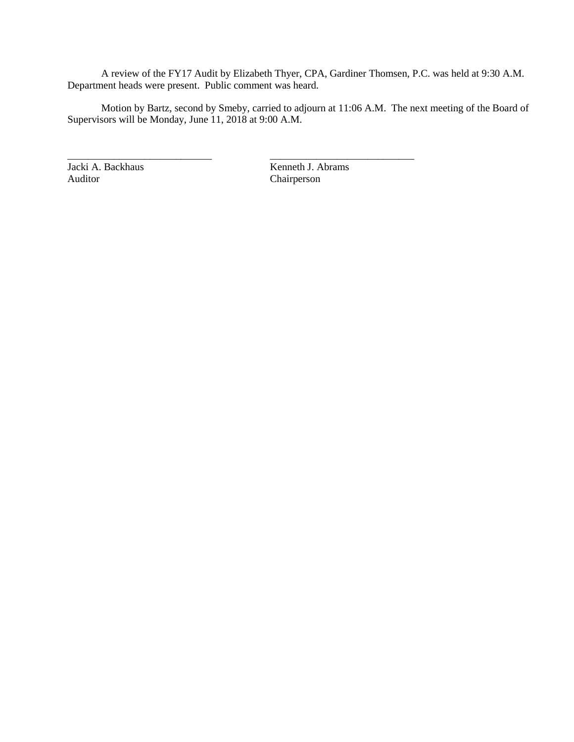A review of the FY17 Audit by Elizabeth Thyer, CPA, Gardiner Thomsen, P.C. was held at 9:30 A.M. Department heads were present. Public comment was heard.

Motion by Bartz, second by Smeby, carried to adjourn at 11:06 A.M. The next meeting of the Board of Supervisors will be Monday, June 11, 2018 at 9:00 A.M.

| | |
|---|---|
| \_\_\_\_\_\_\_\_\_\_\_\_\_\_\_\_\_\_\_\_\_\_\_\_\_\_\_\_\_ | \_\_\_\_\_\_\_\_\_\_\_\_\_\_\_\_\_\_\_\_\_\_\_\_\_\_\_\_\_ |
| Jacki A. Backhaus | Kenneth J. Abrams |
| Auditor | Chairperson |